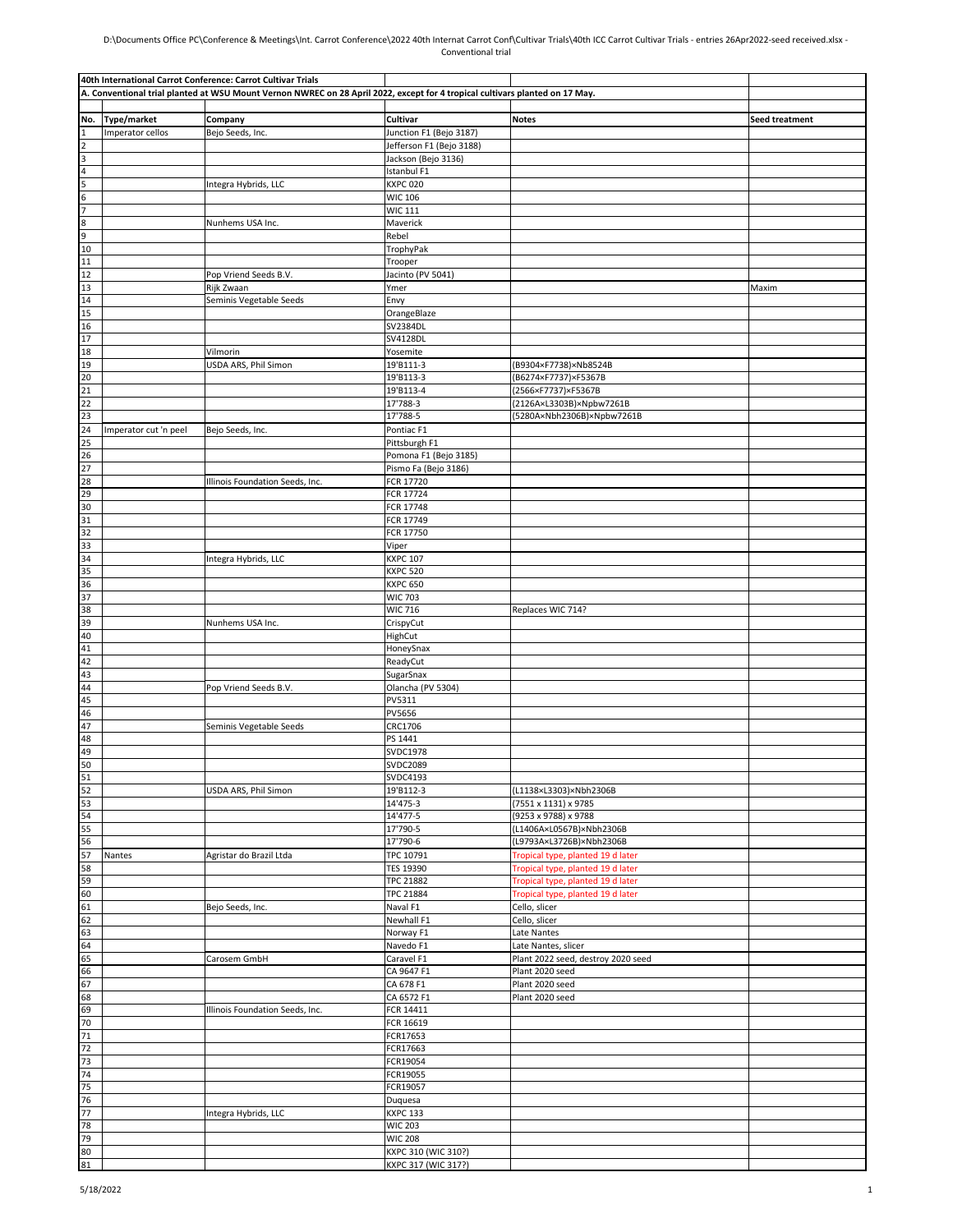## 40th International Carrot Conference: Carrot Cultivar Trials

**A. Conventional trial planted at WSU Mount Vernon NWREC on 28 April 2022, except for 4 tropical cultivars planted on 17 May.**

| No. | Type/market | Company | Cultivar | Notes | Seed treatment |
|---|---|---|---|---|---|
| 1 | Imperator cellos | Bejo Seeds, Inc. | Junction F1 (Bejo 3187) | | |
| 2 | | | Jefferson F1 (Bejo 3188) | | |
| 3 | | | Jackson (Bejo 3136) | | |
| 4 | | | Istanbul F1 | | |
| 5 | | Integra Hybrids, LLC | KXPC 020 | | |
| 6 | | | WIC 106 | | |
| 7 | | | WIC 111 | | |
| 8 | | Nunhems USA Inc. | Maverick | | |
| 9 | | | Rebel | | |
| 10 | | | TrophyPak | | |
| 11 | | | Trooper | | |
| 12 | | Pop Vriend Seeds B.V. | Jacinto (PV 5041) | | |
| 13 | | Rijk Zwaan | Ymer | | Maxim |
| 14 | | Seminis Vegetable Seeds | Envy | | |
| 15 | | | OrangeBlaze | | |
| 16 | | | SV2384DL | | |
| 17 | | | SV4128DL | | |
| 18 | | Vilmorin | Yosemite | | |
| 19 | | USDA ARS, Phil Simon | 19'B111-3 | (B9304×F7738)×Nb8524B | |
| 20 | | | 19'B113-3 | (B6274×F7737)×F5367B | |
| 21 | | | 19'B113-4 | (2566×F7737)×F5367B | |
| 22 | | | 17'788-3 | (2126A×L3303B)×Npbw7261B | |
| 23 | | | 17'788-5 | (5280A×Nbh2306B)×Npbw7261B | |
| 24 | Imperator cut 'n peel | Bejo Seeds, Inc. | Pontiac F1 | | |
| 25 | | | Pittsburgh F1 | | |
| 26 | | | Pomona F1 (Bejo 3185) | | |
| 27 | | | Pismo Fa (Bejo 3186) | | |
| 28 | | Illinois Foundation Seeds, Inc. | FCR 17720 | | |
| 29 | | | FCR 17724 | | |
| 30 | | | FCR 17748 | | |
| 31 | | | FCR 17749 | | |
| 32 | | | FCR 17750 | | |
| 33 | | | Viper | | |
| 34 | | Integra Hybrids, LLC | KXPC 107 | | |
| 35 | | | KXPC 520 | | |
| 36 | | | KXPC 650 | | |
| 37 | | | WIC 703 | | |
| 38 | | | WIC 716 | Replaces WIC 714? | |
| 39 | | Nunhems USA Inc. | CrispyCut | | |
| 40 | | | HighCut | | |
| 41 | | | HoneySnax | | |
| 42 | | | ReadyCut | | |
| 43 | | | SugarSnax | | |
| 44 | | Pop Vriend Seeds B.V. | Olancha (PV 5304) | | |
| 45 | | | PV5311 | | |
| 46 | | | PV5656 | | |
| 47 | | Seminis Vegetable Seeds | CRC1706 | | |
| 48 | | | PS 1441 | | |
| 49 | | | SVDC1978 | | |
| 50 | | | SVDC2089 | | |
| 51 | | | SVDC4193 | | |
| 52 | | USDA ARS, Phil Simon | 19'B112-3 | (L1138×L3303)×Nbh2306B | |
| 53 | | | 14'475-3 | (7551 x 1131) x 9785 | |
| 54 | | | 14'477-5 | (9253 x 9788) x 9788 | |
| 55 | | | 17'790-5 | (L1406A×L0567B)×Nbh2306B | |
| 56 | | | 17'790-6 | (L9793A×L3726B)×Nbh2306B | |
| 57 | Nantes | Agristar do Brazil Ltda | TPC 10791 | Tropical type, planted 19 d later | |
| 58 | | | TES 19390 | Tropical type, planted 19 d later | |
| 59 | | | TPC 21882 | Tropical type, planted 19 d later | |
| 60 | | | TPC 21884 | Tropical type, planted 19 d later | |
| 61 | | Bejo Seeds, Inc. | Naval F1 | Cello, slicer | |
| 62 | | | Newhall F1 | Cello, slicer | |
| 63 | | | Norway F1 | Late Nantes | |
| 64 | | | Navedo F1 | Late Nantes, slicer | |
| 65 | | Carosem GmbH | Caravel F1 | Plant 2022 seed, destroy 2020 seed | |
| 66 | | | CA 9647 F1 | Plant 2020 seed | |
| 67 | | | CA 678 F1 | Plant 2020 seed | |
| 68 | | | CA 6572 F1 | Plant 2020 seed | |
| 69 | | Illinois Foundation Seeds, Inc. | FCR 14411 | | |
| 70 | | | FCR 16619 | | |
| 71 | | | FCR17653 | | |
| 72 | | | FCR17663 | | |
| 73 | | | FCR19054 | | |
| 74 | | | FCR19055 | | |
| 75 | | | FCR19057 | | |
| 76 | | | Duquesa | | |
| 77 | | Integra Hybrids, LLC | KXPC 133 | | |
| 78 | | | WIC 203 | | |
| 79 | | | WIC 208 | | |
| 80 | | | KXPC 310 (WIC 310?) | | |
| 81 | | | KXPC 317 (WIC 317?) | | |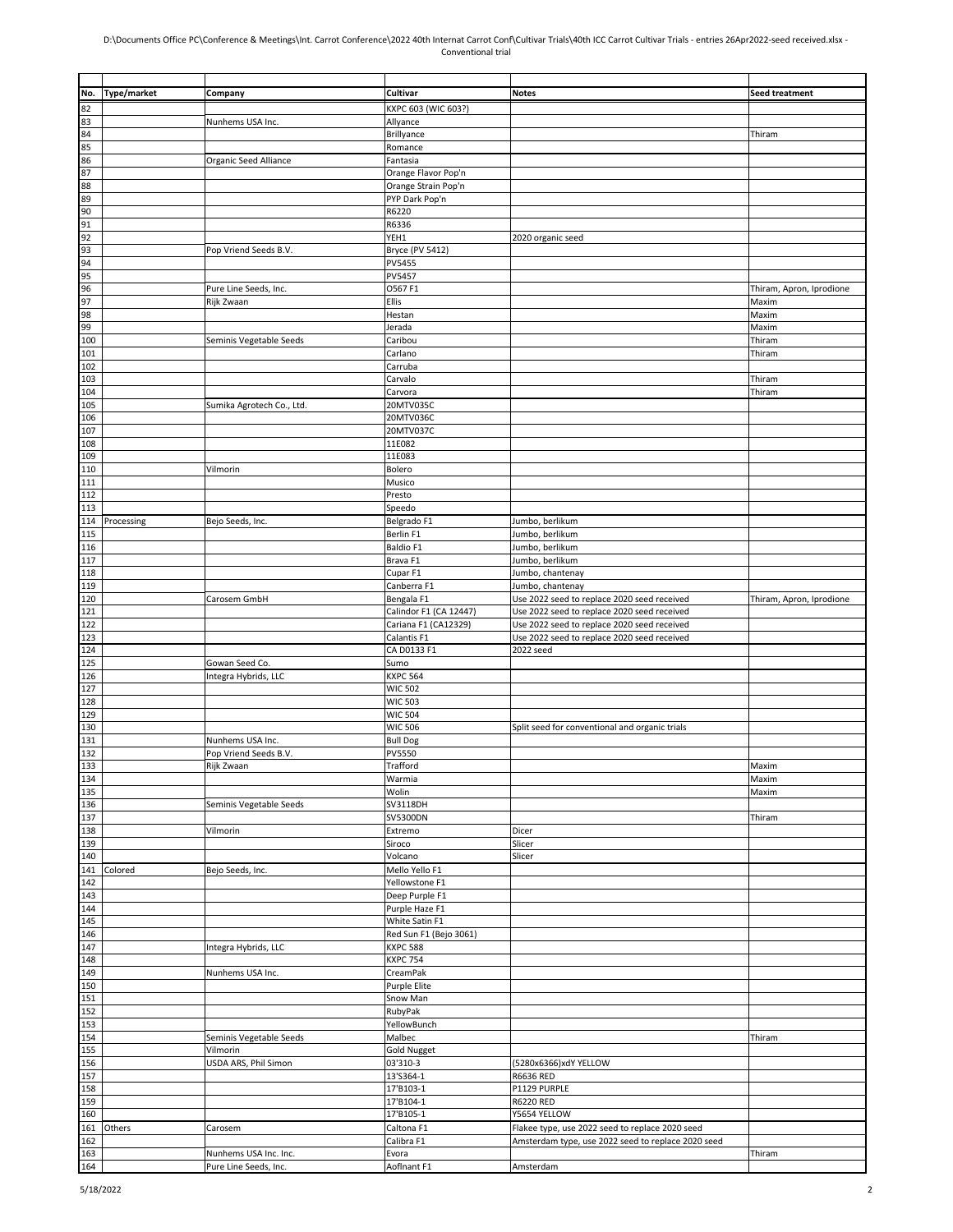| No. | Type/market | Company | Cultivar | Notes | Seed treatment |
|---|---|---|---|---|---|
| 82 | | | KXPC 603 (WIC 603?) | | |
| 83 | | Nunhems USA Inc. | Allyance | | |
| 84 | | | Brillyance | | Thiram |
| 85 | | | Romance | | |
| 86 | | Organic Seed Alliance | Fantasia | | |
| 87 | | | Orange Flavor Pop'n | | |
| 88 | | | Orange Strain Pop'n | | |
| 89 | | | PYP Dark Pop'n | | |
| 90 | | | R6220 | | |
| 91 | | | R6336 | | |
| 92 | | | YEH1 | 2020 organic seed | |
| 93 | | Pop Vriend Seeds B.V. | Bryce (PV 5412) | | |
| 94 | | | PV5455 | | |
| 95 | | | PV5457 | | |
| 96 | | Pure Line Seeds, Inc. | O567 F1 | | Thiram, Apron, Iprodione |
| 97 | | Rijk Zwaan | Ellis | | Maxim |
| 98 | | | Hestan | | Maxim |
| 99 | | | Jerada | | Maxim |
| 100 | | Seminis Vegetable Seeds | Caribou | | Thiram |
| 101 | | | Carlano | | Thiram |
| 102 | | | Carruba | | |
| 103 | | | Carvalo | | Thiram |
| 104 | | | Carvora | | Thiram |
| 105 | | Sumika Agrotech Co., Ltd. | 20MTV035C | | |
| 106 | | | 20MTV036C | | |
| 107 | | | 20MTV037C | | |
| 108 | | | 11E082 | | |
| 109 | | | 11E083 | | |
| 110 | | Vilmorin | Bolero | | |
| 111 | | | Musico | | |
| 112 | | | Presto | | |
| 113 | | | Speedo | | |
| 114 | Processing | Bejo Seeds, Inc. | Belgrado F1 | Jumbo, berlikum | |
| 115 | | | Berlin F1 | Jumbo, berlikum | |
| 116 | | | Baldio F1 | Jumbo, berlikum | |
| 117 | | | Brava F1 | Jumbo, berlikum | |
| 118 | | | Cupar F1 | Jumbo, chantenay | |
| 119 | | | Canberra F1 | Jumbo, chantenay | |
| 120 | | Carosem GmbH | Bengala F1 | Use 2022 seed to replace 2020 seed received | Thiram, Apron, Iprodione |
| 121 | | | Calindor F1 (CA 12447) | Use 2022 seed to replace 2020 seed received | |
| 122 | | | Cariana F1 (CA12329) | Use 2022 seed to replace 2020 seed received | |
| 123 | | | Calantis F1 | Use 2022 seed to replace 2020 seed received | |
| 124 | | | CA D0133 F1 | 2022 seed | |
| 125 | | Gowan Seed Co. | Sumo | | |
| 126 | | Integra Hybrids, LLC | KXPC 564 | | |
| 127 | | | WIC 502 | | |
| 128 | | | WIC 503 | | |
| 129 | | | WIC 504 | | |
| 130 | | | WIC 506 | Split seed for conventional and organic trials | |
| 131 | | Nunhems USA Inc. | Bull Dog | | |
| 132 | | Pop Vriend Seeds B.V. | PV5550 | | |
| 133 | | Rijk Zwaan | Trafford | | Maxim |
| 134 | | | Warmia | | Maxim |
| 135 | | | Wolin | | Maxim |
| 136 | | Seminis Vegetable Seeds | SV3118DH | | |
| 137 | | | SV5300DN | | Thiram |
| 138 | | Vilmorin | Extremo | Dicer | |
| 139 | | | Siroco | Slicer | |
| 140 | | | Volcano | Slicer | |
| 141 | Colored | Bejo Seeds, Inc. | Mello Yello F1 | | |
| 142 | | | Yellowstone F1 | | |
| 143 | | | Deep Purple F1 | | |
| 144 | | | Purple Haze F1 | | |
| 145 | | | White Satin F1 | | |
| 146 | | | Red Sun F1 (Bejo 3061) | | |
| 147 | | Integra Hybrids, LLC | KXPC 588 | | |
| 148 | | | KXPC 754 | | |
| 149 | | Nunhems USA Inc. | CreamPak | | |
| 150 | | | Purple Elite | | |
| 151 | | | Snow Man | | |
| 152 | | | RubyPak | | |
| 153 | | | YellowBunch | | |
| 154 | | Seminis Vegetable Seeds | Malbec | | Thiram |
| 155 | | Vilmorin | Gold Nugget | | |
| 156 | | USDA ARS, Phil Simon | 03'310-3 | (5280x6366)xdY YELLOW | |
| 157 | | | 13'S364-1 | R6636 RED | |
| 158 | | | 17'B103-1 | P1129 PURPLE | |
| 159 | | | 17'B104-1 | R6220 RED | |
| 160 | | | 17'B105-1 | Y5654 YELLOW | |
| 161 | Others | Carosem | Caltona F1 | Flakee type, use 2022 seed to replace 2020 seed | |
| 162 | | | Calibra F1 | Amsterdam type, use 2022 seed to replace 2020 seed | |
| 163 | | Nunhems USA Inc. Inc. | Evora | | Thiram |
| 164 | | Pure Line Seeds, Inc. | Aoflnant F1 | Amsterdam | |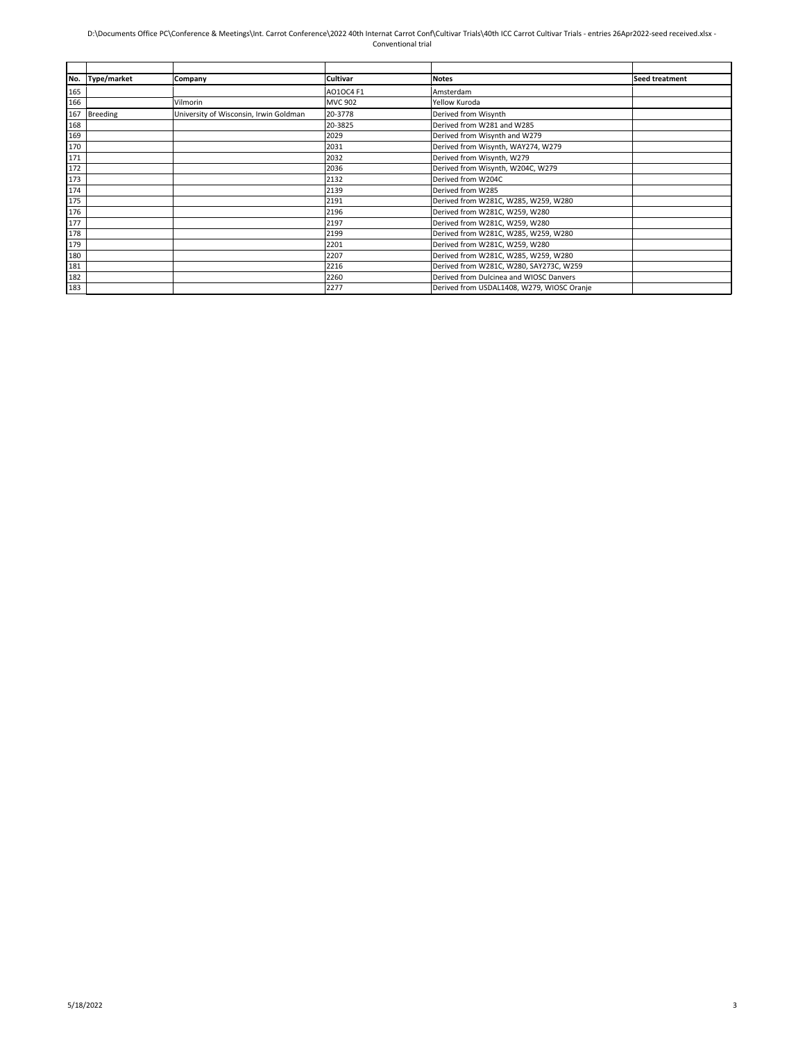| No. | Type/market | Company | Cultivar | Notes | Seed treatment |
| --- | --- | --- | --- | --- | --- |
| 165 | | | AO1OC4 F1 | Amsterdam | |
| 166 | | Vilmorin | MVC 902 | Yellow Kuroda | |
| 167 | Breeding | University of Wisconsin, Irwin Goldman | 20-3778 | Derived from Wisynth | |
| 168 | | | 20-3825 | Derived from W281 and W285 | |
| 169 | | | 2029 | Derived from Wisynth and W279 | |
| 170 | | | 2031 | Derived from Wisynth, WAY274, W279 | |
| 171 | | | 2032 | Derived from Wisynth, W279 | |
| 172 | | | 2036 | Derived from Wisynth, W204C, W279 | |
| 173 | | | 2132 | Derived from W204C | |
| 174 | | | 2139 | Derived from W285 | |
| 175 | | | 2191 | Derived from W281C, W285, W259, W280 | |
| 176 | | | 2196 | Derived from W281C, W259, W280 | |
| 177 | | | 2197 | Derived from W281C, W259, W280 | |
| 178 | | | 2199 | Derived from W281C, W285, W259, W280 | |
| 179 | | | 2201 | Derived from W281C, W259, W280 | |
| 180 | | | 2207 | Derived from W281C, W285, W259, W280 | |
| 181 | | | 2216 | Derived from W281C, W280, SAY273C, W259 | |
| 182 | | | 2260 | Derived from Dulcinea and WIOSC Danvers | |
| 183 | | | 2277 | Derived from USDAL1408, W279, WIOSC Oranje | |